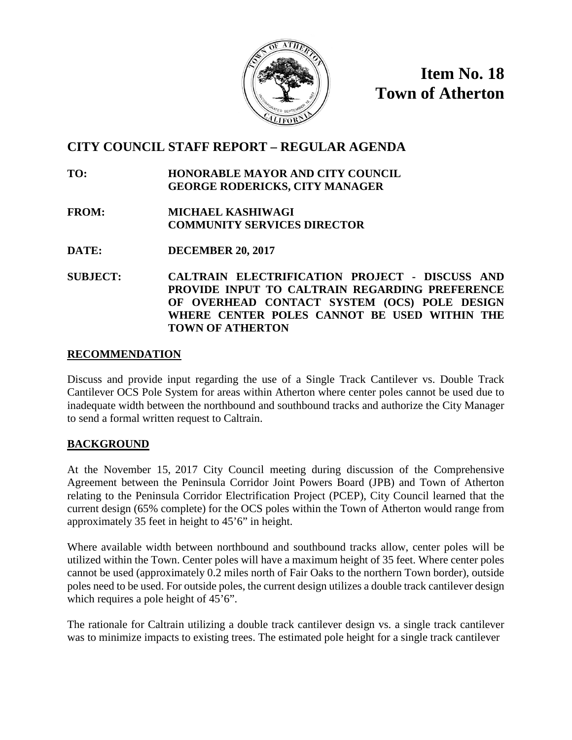**Item No. 18**
**Town of Atherton**

## CITY COUNCIL STAFF REPORT – REGULAR AGENDA

**TO:** **HONORABLE MAYOR AND CITY COUNCIL**
**GEORGE RODERICKS, CITY MANAGER**

**FROM:** **MICHAEL KASHIWAGI**
**COMMUNITY SERVICES DIRECTOR**

**DATE:** **DECEMBER 20, 2017**

**SUBJECT:** **CALTRAIN ELECTRIFICATION PROJECT - DISCUSS AND PROVIDE INPUT TO CALTRAIN REGARDING PREFERENCE OF OVERHEAD CONTACT SYSTEM (OCS) POLE DESIGN WHERE CENTER POLES CANNOT BE USED WITHIN THE TOWN OF ATHERTON**

### RECOMMENDATION

Discuss and provide input regarding the use of a Single Track Cantilever vs. Double Track Cantilever OCS Pole System for areas within Atherton where center poles cannot be used due to inadequate width between the northbound and southbound tracks and authorize the City Manager to send a formal written request to Caltrain.

### BACKGROUND

At the November 15, 2017 City Council meeting during discussion of the Comprehensive Agreement between the Peninsula Corridor Joint Powers Board (JPB) and Town of Atherton relating to the Peninsula Corridor Electrification Project (PCEP), City Council learned that the current design (65% complete) for the OCS poles within the Town of Atherton would range from approximately 35 feet in height to 45'6" in height.

Where available width between northbound and southbound tracks allow, center poles will be utilized within the Town. Center poles will have a maximum height of 35 feet. Where center poles cannot be used (approximately 0.2 miles north of Fair Oaks to the northern Town border), outside poles need to be used. For outside poles, the current design utilizes a double track cantilever design which requires a pole height of 45'6".

The rationale for Caltrain utilizing a double track cantilever design vs. a single track cantilever was to minimize impacts to existing trees. The estimated pole height for a single track cantilever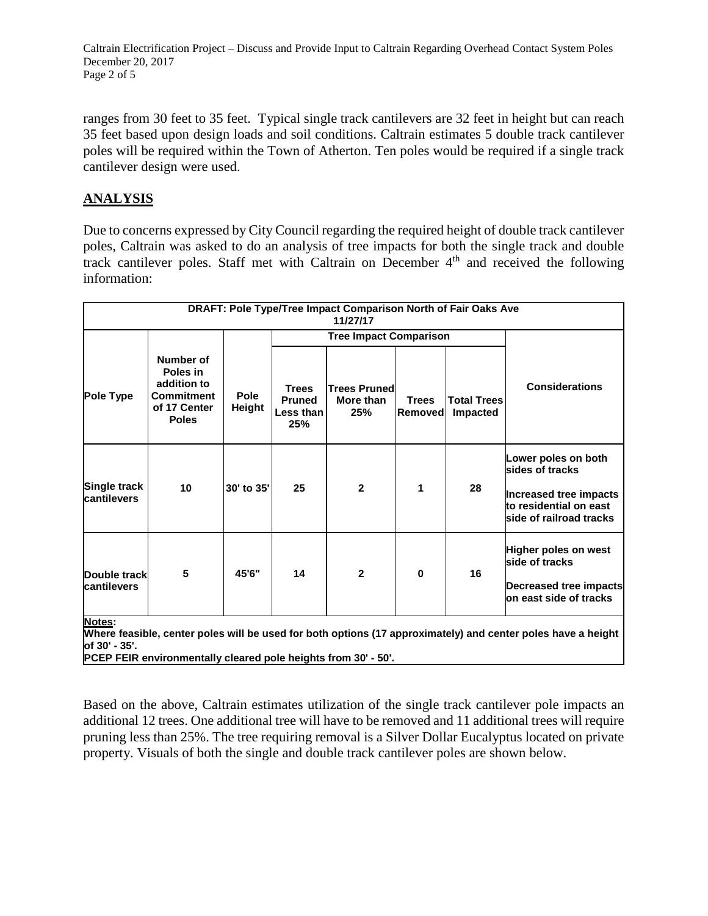ranges from 30 feet to 35 feet. Typical single track cantilevers are 32 feet in height but can reach 35 feet based upon design loads and soil conditions. Caltrain estimates 5 double track cantilever poles will be required within the Town of Atherton. Ten poles would be required if a single track cantilever design were used.

## ANALYSIS

Due to concerns expressed by City Council regarding the required height of double track cantilever poles, Caltrain was asked to do an analysis of tree impacts for both the single track and double track cantilever poles. Staff met with Caltrain on December 4th and received the following information:

| **DRAFT: Pole Type/Tree Impact Comparison North of Fair Oaks Ave 11/27/17** | | | | | | | |
|---|---|---|---|---|---|---|---|
| | | | **Tree Impact Comparison** | | | | |
| **Pole Type** | **Number of Poles in addition to Commitment of 17 Center Poles** | **Pole Height** | **Trees Pruned Less than 25%** | **Trees Pruned More than 25%** | **Trees Removed** | **Total Trees Impacted** | **Considerations** |
| **Single track cantilevers** | **10** | **30' to 35'** | **25** | **2** | **1** | **28** | **Lower poles on both sides of tracks**<br><br>**Increased tree impacts to residential on east side of railroad tracks** |
| **Double track cantilevers** | **5** | **45'6"** | **14** | **2** | **0** | **16** | **Higher poles on west side of tracks**<br><br>**Decreased tree impacts on east side of tracks** |
| **Notes:**<br>**Where feasible, center poles will be used for both options (17 approximately) and center poles have a height of 30' - 35'.**<br>**PCEP FEIR environmentally cleared pole heights from 30' - 50'.** | | | | | | | |

Based on the above, Caltrain estimates utilization of the single track cantilever pole impacts an additional 12 trees. One additional tree will have to be removed and 11 additional trees will require pruning less than 25%. The tree requiring removal is a Silver Dollar Eucalyptus located on private property. Visuals of both the single and double track cantilever poles are shown below.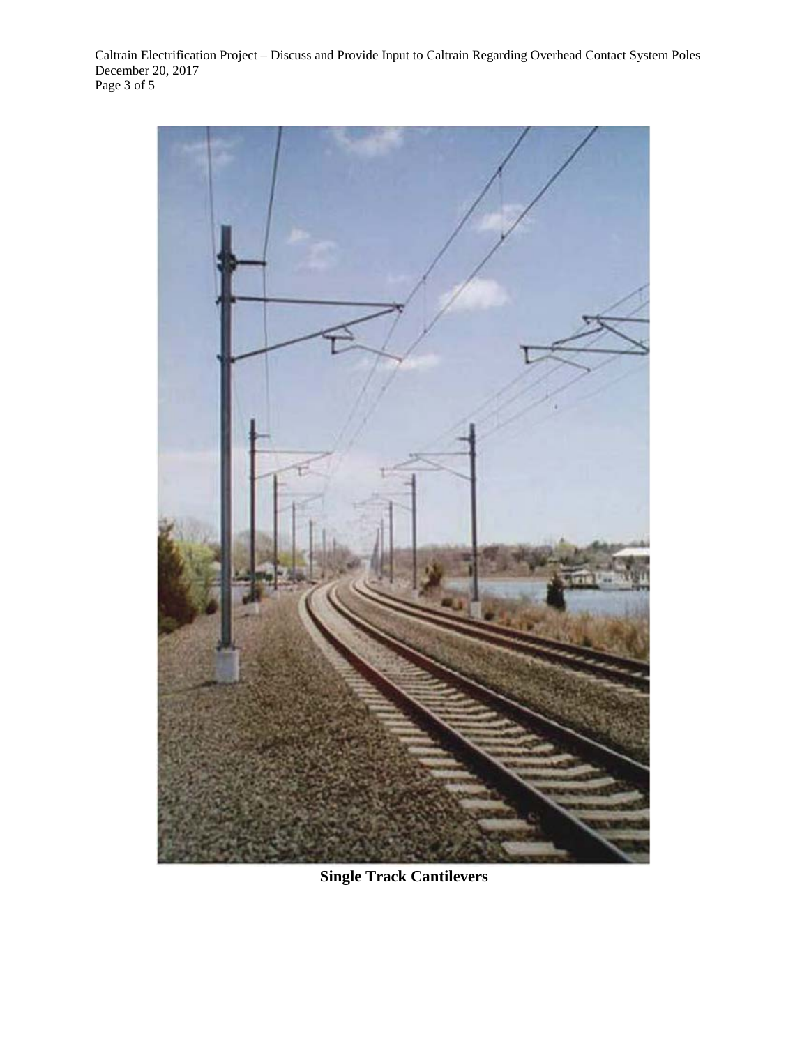**Single Track Cantilevers**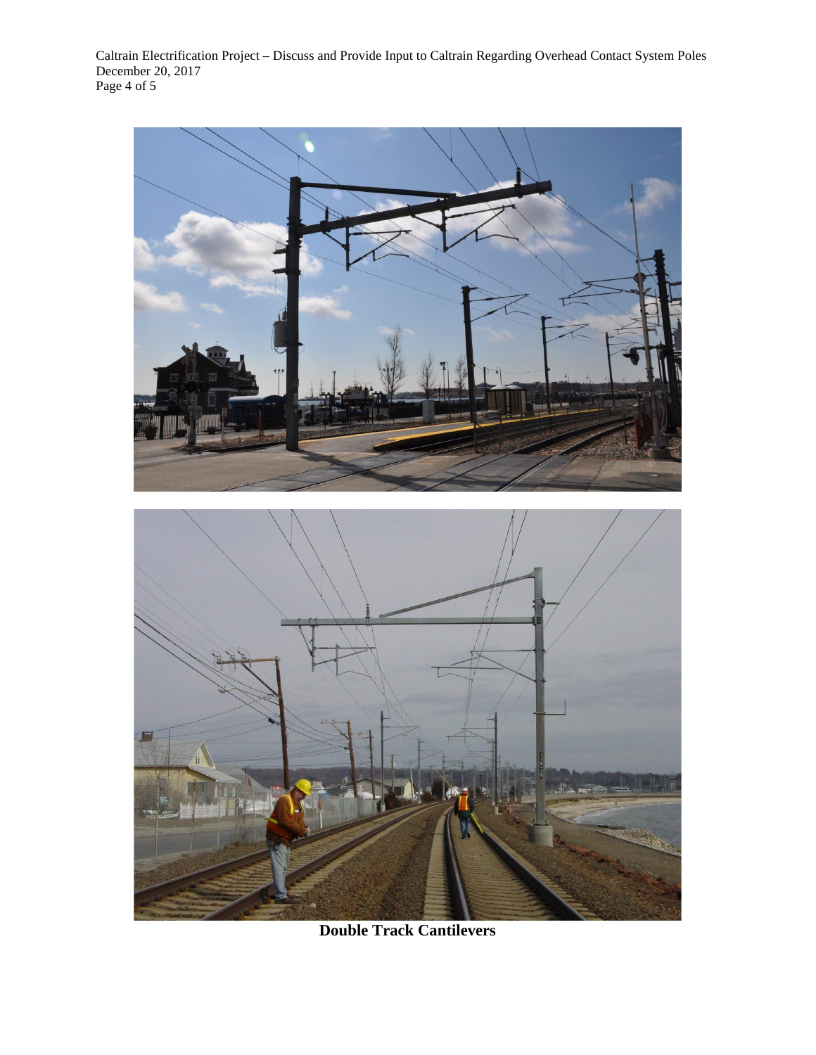**Double Track Cantilevers**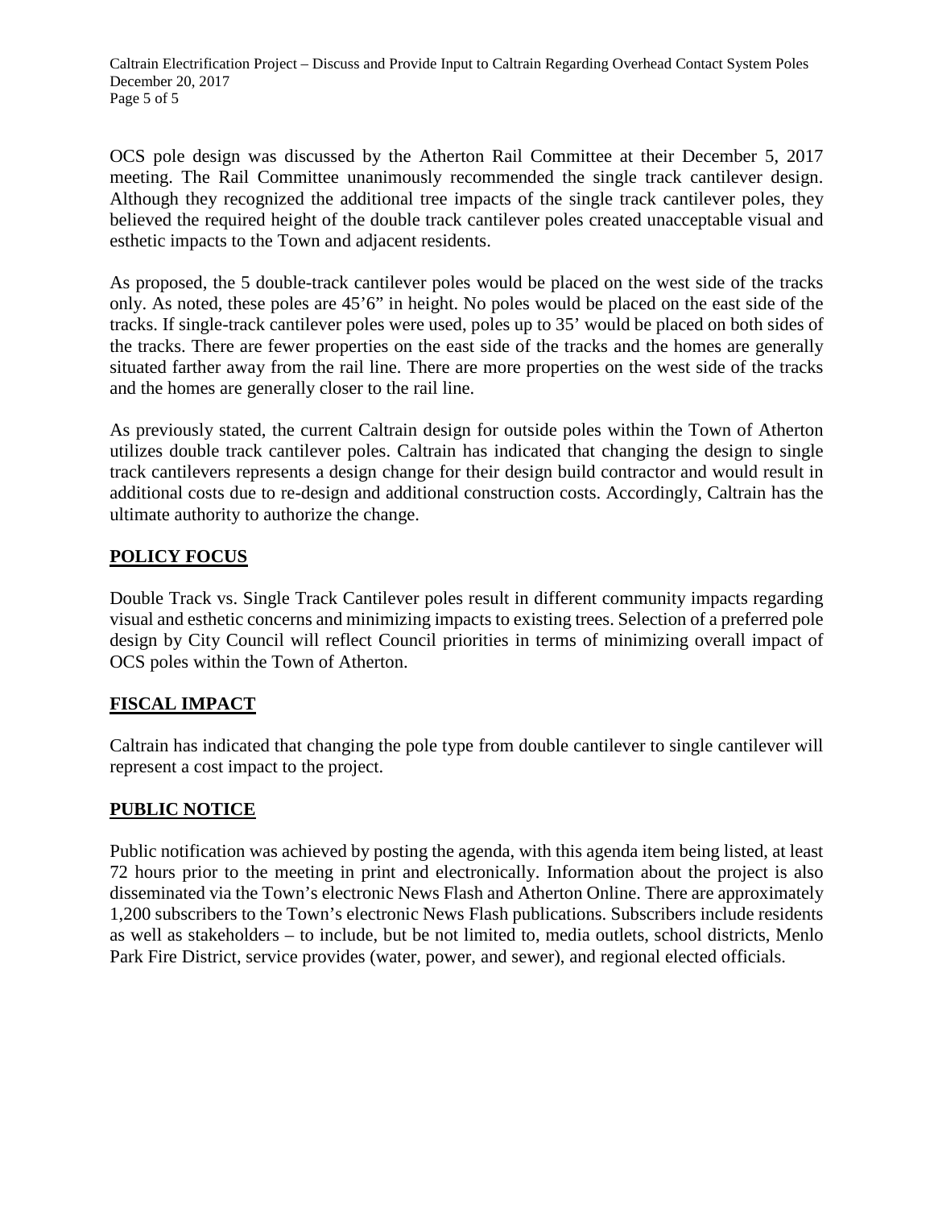OCS pole design was discussed by the Atherton Rail Committee at their December 5, 2017 meeting. The Rail Committee unanimously recommended the single track cantilever design. Although they recognized the additional tree impacts of the single track cantilever poles, they believed the required height of the double track cantilever poles created unacceptable visual and esthetic impacts to the Town and adjacent residents.

As proposed, the 5 double-track cantilever poles would be placed on the west side of the tracks only. As noted, these poles are 45'6" in height. No poles would be placed on the east side of the tracks. If single-track cantilever poles were used, poles up to 35' would be placed on both sides of the tracks. There are fewer properties on the east side of the tracks and the homes are generally situated farther away from the rail line. There are more properties on the west side of the tracks and the homes are generally closer to the rail line.

As previously stated, the current Caltrain design for outside poles within the Town of Atherton utilizes double track cantilever poles. Caltrain has indicated that changing the design to single track cantilevers represents a design change for their design build contractor and would result in additional costs due to re-design and additional construction costs. Accordingly, Caltrain has the ultimate authority to authorize the change.

## POLICY FOCUS

Double Track vs. Single Track Cantilever poles result in different community impacts regarding visual and esthetic concerns and minimizing impacts to existing trees. Selection of a preferred pole design by City Council will reflect Council priorities in terms of minimizing overall impact of OCS poles within the Town of Atherton.

## FISCAL IMPACT

Caltrain has indicated that changing the pole type from double cantilever to single cantilever will represent a cost impact to the project.

## PUBLIC NOTICE

Public notification was achieved by posting the agenda, with this agenda item being listed, at least 72 hours prior to the meeting in print and electronically. Information about the project is also disseminated via the Town's electronic News Flash and Atherton Online. There are approximately 1,200 subscribers to the Town's electronic News Flash publications. Subscribers include residents as well as stakeholders – to include, but be not limited to, media outlets, school districts, Menlo Park Fire District, service provides (water, power, and sewer), and regional elected officials.